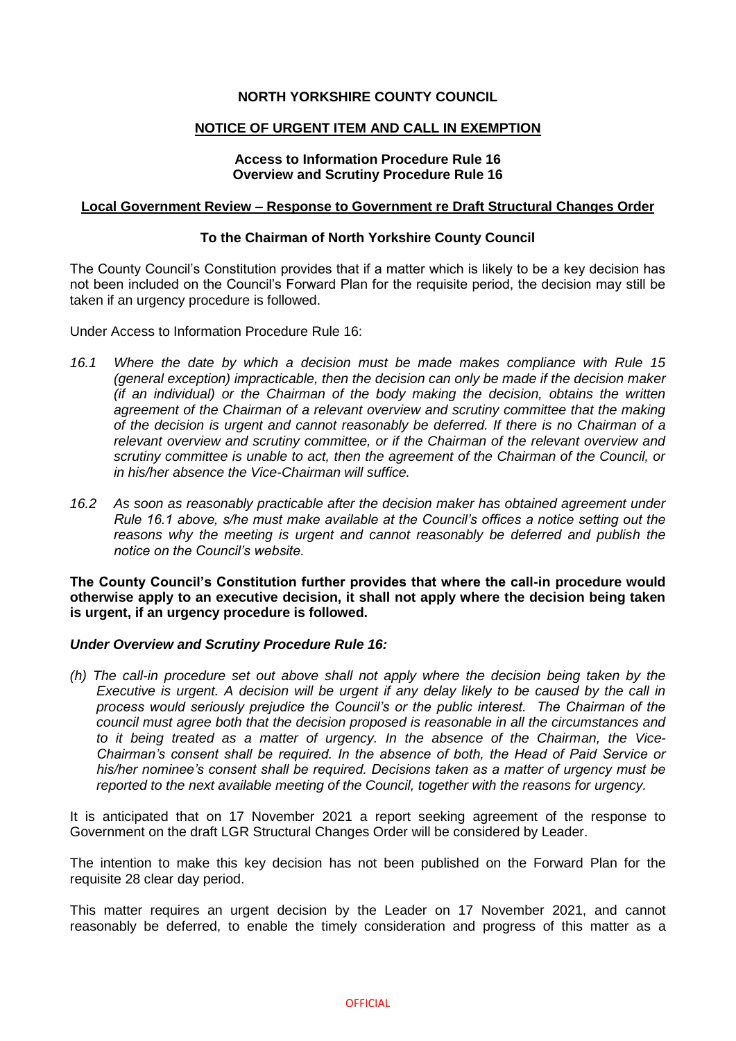# NORTH YORKSHIRE COUNTY COUNCIL

## NOTICE OF URGENT ITEM AND CALL IN EXEMPTION

**Access to Information Procedure Rule 16**
**Overview and Scrutiny Procedure Rule 16**

**Local Government Review – Response to Government re Draft Structural Changes Order**

**To the Chairman of North Yorkshire County Council**

The County Council's Constitution provides that if a matter which is likely to be a key decision has not been included on the Council's Forward Plan for the requisite period, the decision may still be taken if an urgency procedure is followed.

Under Access to Information Procedure Rule 16:

*16.1 Where the date by which a decision must be made makes compliance with Rule 15 (general exception) impracticable, then the decision can only be made if the decision maker (if an individual) or the Chairman of the body making the decision, obtains the written agreement of the Chairman of a relevant overview and scrutiny committee that the making of the decision is urgent and cannot reasonably be deferred. If there is no Chairman of a relevant overview and scrutiny committee, or if the Chairman of the relevant overview and scrutiny committee is unable to act, then the agreement of the Chairman of the Council, or in his/her absence the Vice-Chairman will suffice.*

*16.2 As soon as reasonably practicable after the decision maker has obtained agreement under Rule 16.1 above, s/he must make available at the Council's offices a notice setting out the reasons why the meeting is urgent and cannot reasonably be deferred and publish the notice on the Council's website.*

**The County Council's Constitution further provides that where the call-in procedure would otherwise apply to an executive decision, it shall not apply where the decision being taken is urgent, if an urgency procedure is followed.**

***Under Overview and Scrutiny Procedure Rule 16:***

*(h) The call-in procedure set out above shall not apply where the decision being taken by the Executive is urgent. A decision will be urgent if any delay likely to be caused by the call in process would seriously prejudice the Council's or the public interest. The Chairman of the council must agree both that the decision proposed is reasonable in all the circumstances and to it being treated as a matter of urgency. In the absence of the Chairman, the Vice-Chairman's consent shall be required. In the absence of both, the Head of Paid Service or his/her nominee's consent shall be required. Decisions taken as a matter of urgency must be reported to the next available meeting of the Council, together with the reasons for urgency.*

It is anticipated that on 17 November 2021 a report seeking agreement of the response to Government on the draft LGR Structural Changes Order will be considered by Leader.

The intention to make this key decision has not been published on the Forward Plan for the requisite 28 clear day period.

This matter requires an urgent decision by the Leader on 17 November 2021, and cannot reasonably be deferred, to enable the timely consideration and progress of this matter as a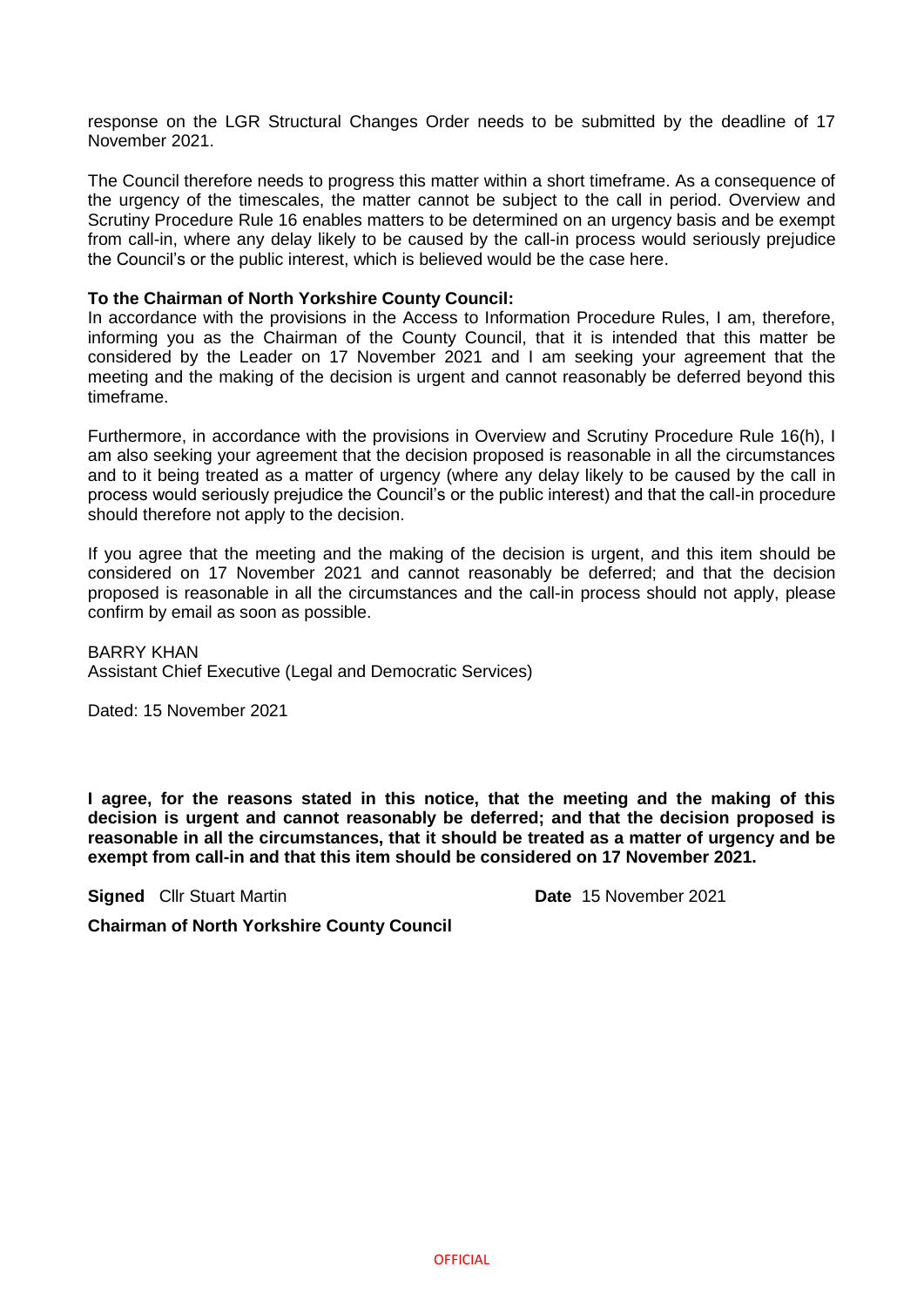response on the LGR Structural Changes Order needs to be submitted by the deadline of 17 November 2021.

The Council therefore needs to progress this matter within a short timeframe. As a consequence of the urgency of the timescales, the matter cannot be subject to the call in period. Overview and Scrutiny Procedure Rule 16 enables matters to be determined on an urgency basis and be exempt from call-in, where any delay likely to be caused by the call-in process would seriously prejudice the Council's or the public interest, which is believed would be the case here.

**To the Chairman of North Yorkshire County Council:**
In accordance with the provisions in the Access to Information Procedure Rules, I am, therefore, informing you as the Chairman of the County Council, that it is intended that this matter be considered by the Leader on 17 November 2021 and I am seeking your agreement that the meeting and the making of the decision is urgent and cannot reasonably be deferred beyond this timeframe.

Furthermore, in accordance with the provisions in Overview and Scrutiny Procedure Rule 16(h), I am also seeking your agreement that the decision proposed is reasonable in all the circumstances and to it being treated as a matter of urgency (where any delay likely to be caused by the call in process would seriously prejudice the Council's or the public interest) and that the call-in procedure should therefore not apply to the decision.

If you agree that the meeting and the making of the decision is urgent, and this item should be considered on 17 November 2021 and cannot reasonably be deferred; and that the decision proposed is reasonable in all the circumstances and the call-in process should not apply, please confirm by email as soon as possible.

BARRY KHAN
Assistant Chief Executive (Legal and Democratic Services)

Dated: 15 November 2021

**I agree, for the reasons stated in this notice, that the meeting and the making of this decision is urgent and cannot reasonably be deferred; and that the decision proposed is reasonable in all the circumstances, that it should be treated as a matter of urgency and be exempt from call-in and that this item should be considered on 17 November 2021.**

**Signed** Cllr Stuart Martin **Date** 15 November 2021

**Chairman of North Yorkshire County Council**

OFFICIAL